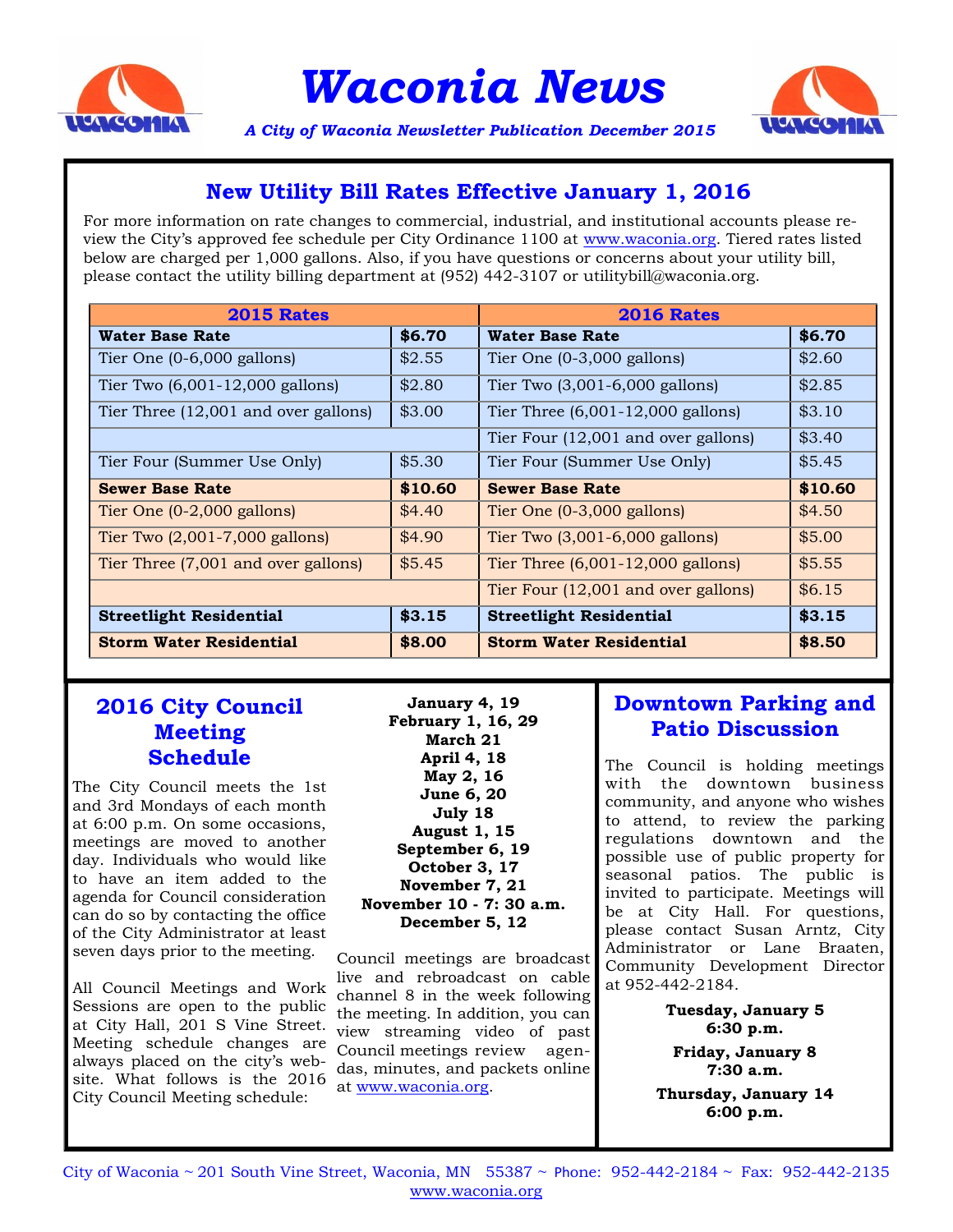# Waconia News

*A City of Waconia Newsletter Publication December 2015*

## New Utility Bill Rates Effective January 1, 2016

For more information on rate changes to commercial, industrial, and institutional accounts please review the City's approved fee schedule per City Ordinance 1100 at www.waconia.org. Tiered rates listed below are charged per 1,000 gallons. Also, if you have questions or concerns about your utility bill, please contact the utility billing department at (952) 442-3107 or utilitybill@waconia.org.

| 2015 Rates | | 2016 Rates | |
|---|---|---|---|
| **Water Base Rate** | **$6.70** | **Water Base Rate** | **$6.70** |
| Tier One (0-6,000 gallons) | $2.55 | Tier One (0-3,000 gallons) | $2.60 |
| Tier Two (6,001-12,000 gallons) | $2.80 | Tier Two (3,001-6,000 gallons) | $2.85 |
| Tier Three (12,001 and over gallons) | $3.00 | Tier Three (6,001-12,000 gallons) | $3.10 |
| | | Tier Four (12,001 and over gallons) | $3.40 |
| Tier Four (Summer Use Only) | $5.30 | Tier Four (Summer Use Only) | $5.45 |
| **Sewer Base Rate** | **$10.60** | **Sewer Base Rate** | **$10.60** |
| Tier One (0-2,000 gallons) | $4.40 | Tier One (0-3,000 gallons) | $4.50 |
| Tier Two (2,001-7,000 gallons) | $4.90 | Tier Two (3,001-6,000 gallons) | $5.00 |
| Tier Three (7,001 and over gallons) | $5.45 | Tier Three (6,001-12,000 gallons) | $5.55 |
| | | Tier Four (12,001 and over gallons) | $6.15 |
| **Streetlight Residential** | **$3.15** | **Streetlight Residential** | **$3.15** |
| **Storm Water Residential** | **$8.00** | **Storm Water Residential** | **$8.50** |

## 2016 City Council Meeting Schedule

The City Council meets the 1st and 3rd Mondays of each month at 6:00 p.m. On some occasions, meetings are moved to another day. Individuals who would like to have an item added to the agenda for Council consideration can do so by contacting the office of the City Administrator at least seven days prior to the meeting.

All Council Meetings and Work Sessions are open to the public at City Hall, 201 S Vine Street. Meeting schedule changes are always placed on the city's website. What follows is the 2016 City Council Meeting schedule:

**January 4, 19**
**February 1, 16, 29**
**March 21**
**April 4, 18**
**May 2, 16**
**June 6, 20**
**July 18**
**August 1, 15**
**September 6, 19**
**October 3, 17**
**November 7, 21**
**November 10 - 7: 30 a.m.**
**December 5, 12**

Council meetings are broadcast live and rebroadcast on cable channel 8 in the week following the meeting. In addition, you can view streaming video of past Council meetings review agendas, minutes, and packets online at www.waconia.org.

## Downtown Parking and Patio Discussion

The Council is holding meetings with the downtown business community, and anyone who wishes to attend, to review the parking regulations downtown and the possible use of public property for seasonal patios. The public is invited to participate. Meetings will be at City Hall. For questions, please contact Susan Arntz, City Administrator or Lane Braaten, Community Development Director at 952-442-2184.

**Tuesday, January 5**
**6:30 p.m.**

**Friday, January 8**
**7:30 a.m.**

**Thursday, January 14**
**6:00 p.m.**

City of Waconia ~ 201 South Vine Street, Waconia, MN 55387 ~ Phone: 952-442-2184 ~ Fax: 952-442-2135
www.waconia.org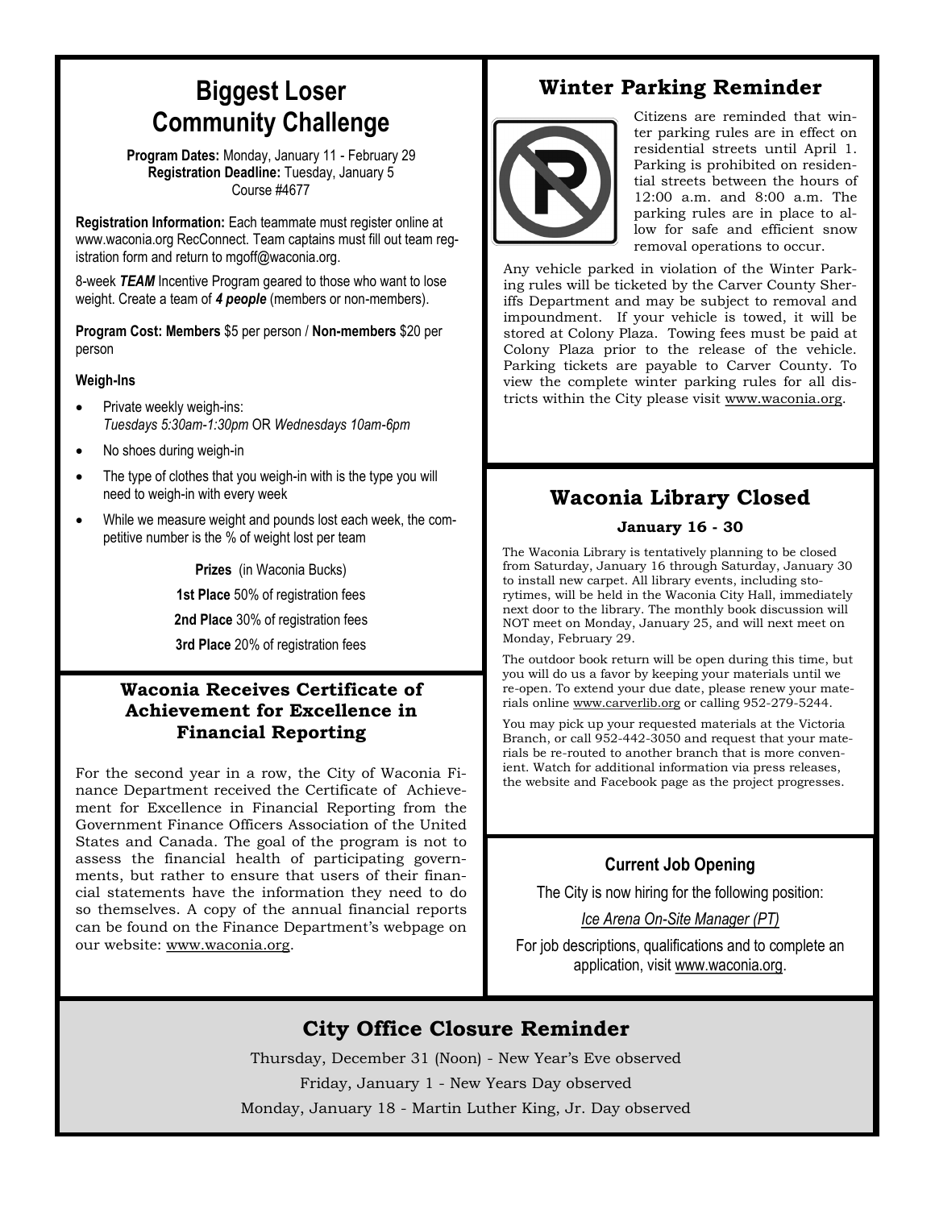# Biggest Loser Community Challenge

**Program Dates:** Monday, January 11 - February 29
**Registration Deadline:** Tuesday, January 5
Course #4677

**Registration Information:** Each teammate must register online at www.waconia.org RecConnect. Team captains must fill out team registration form and return to mgoff@waconia.org.

8-week ***TEAM*** Incentive Program geared to those who want to lose weight. Create a team of ***4 people*** (members or non-members).

**Program Cost: Members** $5 per person / **Non-members** $20 per person

**Weigh-Ins**

- Private weekly weigh-ins: *Tuesdays 5:30am-1:30pm* OR *Wednesdays 10am-6pm*
- No shoes during weigh-in
- The type of clothes that you weigh-in with is the type you will need to weigh-in with every week
- While we measure weight and pounds lost each week, the competitive number is the % of weight lost per team

**Prizes** (in Waconia Bucks)

**1st Place** 50% of registration fees

**2nd Place** 30% of registration fees

**3rd Place** 20% of registration fees

## Waconia Receives Certificate of Achievement for Excellence in Financial Reporting

For the second year in a row, the City of Waconia Finance Department received the Certificate of Achievement for Excellence in Financial Reporting from the Government Finance Officers Association of the United States and Canada. The goal of the program is not to assess the financial health of participating governments, but rather to ensure that users of their financial statements have the information they need to do so themselves. A copy of the annual financial reports can be found on the Finance Department's webpage on our website: www.waconia.org.

## Winter Parking Reminder

Citizens are reminded that winter parking rules are in effect on residential streets until April 1. Parking is prohibited on residential streets between the hours of 12:00 a.m. and 8:00 a.m. The parking rules are in place to allow for safe and efficient snow removal operations to occur.

Any vehicle parked in violation of the Winter Parking rules will be ticketed by the Carver County Sheriffs Department and may be subject to removal and impoundment. If your vehicle is towed, it will be stored at Colony Plaza. Towing fees must be paid at Colony Plaza prior to the release of the vehicle. Parking tickets are payable to Carver County. To view the complete winter parking rules for all districts within the City please visit www.waconia.org.

## Waconia Library Closed

**January 16 - 30**

The Waconia Library is tentatively planning to be closed from Saturday, January 16 through Saturday, January 30 to install new carpet. All library events, including storytimes, will be held in the Waconia City Hall, immediately next door to the library. The monthly book discussion will NOT meet on Monday, January 25, and will next meet on Monday, February 29.

The outdoor book return will be open during this time, but you will do us a favor by keeping your materials until we re-open. To extend your due date, please renew your materials online www.carverlib.org or calling 952-279-5244.

You may pick up your requested materials at the Victoria Branch, or call 952-442-3050 and request that your materials be re-routed to another branch that is more convenient. Watch for additional information via press releases, the website and Facebook page as the project progresses.

### Current Job Opening

The City is now hiring for the following position:

*Ice Arena On-Site Manager (PT)*

For job descriptions, qualifications and to complete an application, visit www.waconia.org.

## City Office Closure Reminder

Thursday, December 31 (Noon) - New Year's Eve observed

Friday, January 1 - New Years Day observed

Monday, January 18 - Martin Luther King, Jr. Day observed